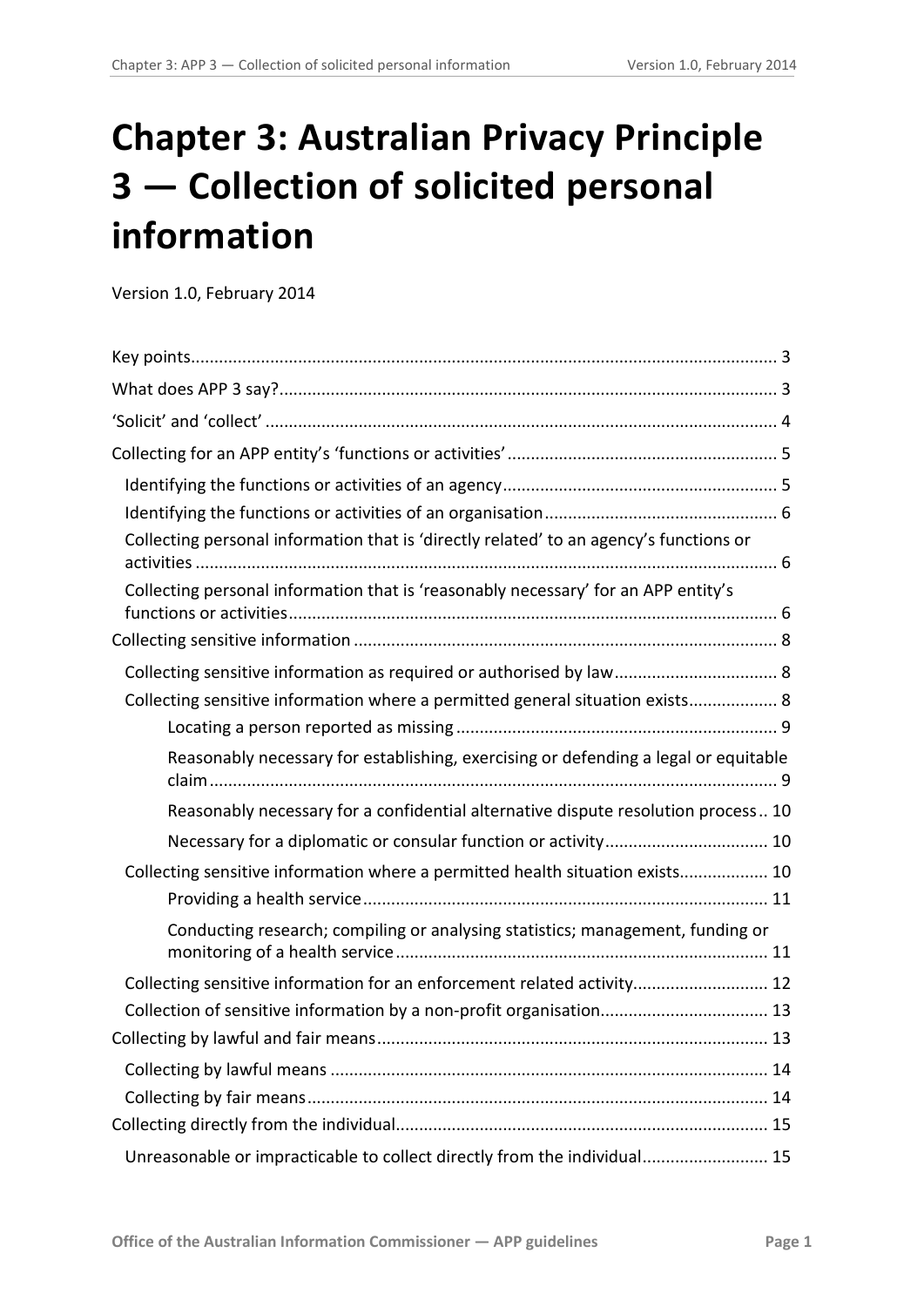# Chapter 3: Australian Privacy Principle 3 — Collection of solicited personal information

Version 1.0, February 2014

Key points ............................................................................................................. 3

What does APP 3 say? .......................................................................................... 3

'Solicit' and 'collect' .............................................................................................. 4

Collecting for an APP entity's 'functions or activities' .......................................... 5

- Identifying the functions or activities of an agency ........................................... 5
- Identifying the functions or activities of an organisation .................................. 6
- Collecting personal information that is 'directly related' to an agency's functions or activities ........................................................................................................... 6
- Collecting personal information that is 'reasonably necessary' for an APP entity's functions or activities ........................................................................................ 6

Collecting sensitive information .......................................................................... 8

- Collecting sensitive information as required or authorised by law ................... 8
- Collecting sensitive information where a permitted general situation exists ................... 8
  - Locating a person reported as missing ..................................................................... 9
  - Reasonably necessary for establishing, exercising or defending a legal or equitable claim ......................................................................................................................... 9
  - Reasonably necessary for a confidential alternative dispute resolution process .. 10
  - Necessary for a diplomatic or consular function or activity .................................. 10
- Collecting sensitive information where a permitted health situation exists.................. 10
  - Providing a health service ...................................................................................... 11
  - Conducting research; compiling or analysing statistics; management, funding or monitoring of a health service .............................................................................. 11
- Collecting sensitive information for an enforcement related activity............................ 12
- Collection of sensitive information by a non-profit organisation.................................... 13

Collecting by lawful and fair means ................................................................... 13

- Collecting by lawful means ............................................................................. 14
- Collecting by fair means ................................................................................. 14

Collecting directly from the individual ............................................................... 15

- Unreasonable or impracticable to collect directly from the individual.......................... 15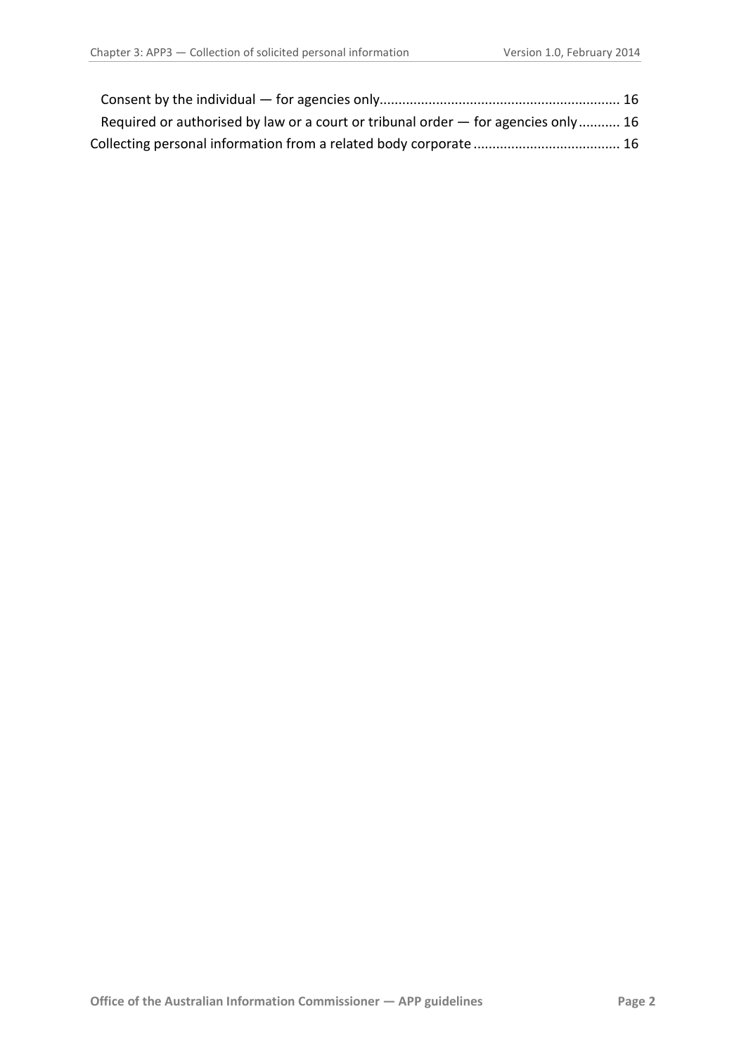Consent by the individual — for agencies only ............................................................... 16

Required or authorised by law or a court or tribunal order — for agencies only ........... 16

Collecting personal information from a related body corporate ....................................... 16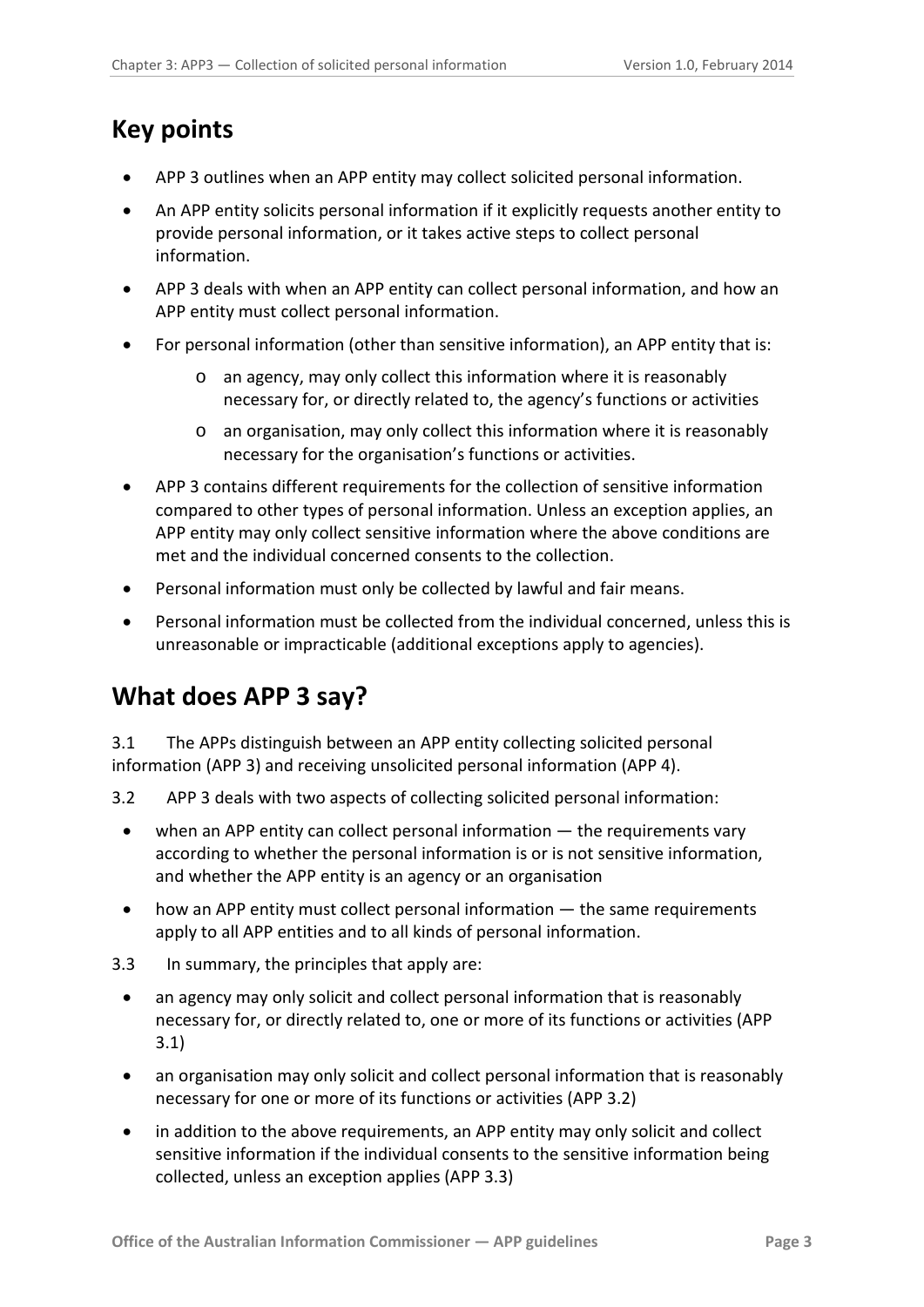## Key points

- APP 3 outlines when an APP entity may collect solicited personal information.
- An APP entity solicits personal information if it explicitly requests another entity to provide personal information, or it takes active steps to collect personal information.
- APP 3 deals with when an APP entity can collect personal information, and how an APP entity must collect personal information.
- For personal information (other than sensitive information), an APP entity that is:
  - an agency, may only collect this information where it is reasonably necessary for, or directly related to, the agency's functions or activities
  - an organisation, may only collect this information where it is reasonably necessary for the organisation's functions or activities.
- APP 3 contains different requirements for the collection of sensitive information compared to other types of personal information. Unless an exception applies, an APP entity may only collect sensitive information where the above conditions are met and the individual concerned consents to the collection.
- Personal information must only be collected by lawful and fair means.
- Personal information must be collected from the individual concerned, unless this is unreasonable or impracticable (additional exceptions apply to agencies).

## What does APP 3 say?

3.1 The APPs distinguish between an APP entity collecting solicited personal information (APP 3) and receiving unsolicited personal information (APP 4).

3.2 APP 3 deals with two aspects of collecting solicited personal information:

- when an APP entity can collect personal information — the requirements vary according to whether the personal information is or is not sensitive information, and whether the APP entity is an agency or an organisation
- how an APP entity must collect personal information — the same requirements apply to all APP entities and to all kinds of personal information.

3.3 In summary, the principles that apply are:

- an agency may only solicit and collect personal information that is reasonably necessary for, or directly related to, one or more of its functions or activities (APP 3.1)
- an organisation may only solicit and collect personal information that is reasonably necessary for one or more of its functions or activities (APP 3.2)
- in addition to the above requirements, an APP entity may only solicit and collect sensitive information if the individual consents to the sensitive information being collected, unless an exception applies (APP 3.3)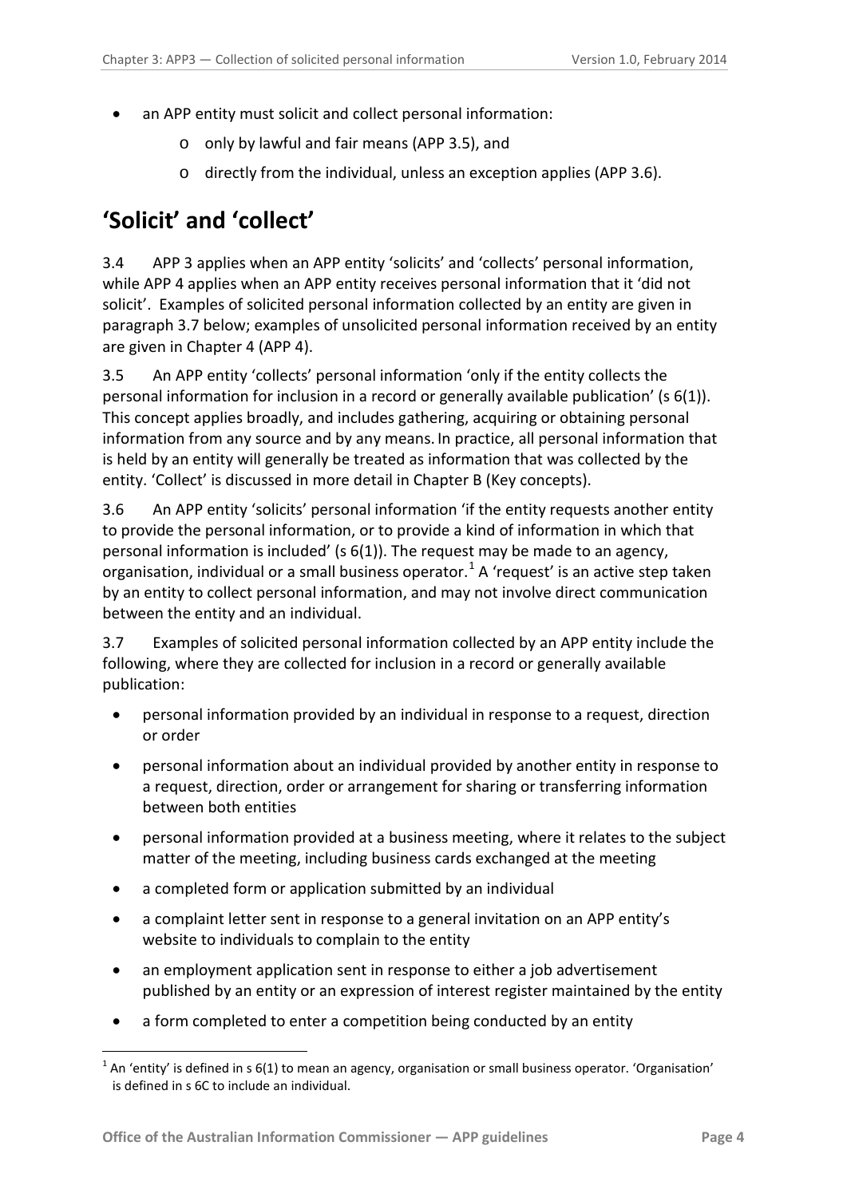- an APP entity must solicit and collect personal information:
  - only by lawful and fair means (APP 3.5), and
  - directly from the individual, unless an exception applies (APP 3.6).

## 'Solicit' and 'collect'

3.4 APP 3 applies when an APP entity 'solicits' and 'collects' personal information, while APP 4 applies when an APP entity receives personal information that it 'did not solicit'. Examples of solicited personal information collected by an entity are given in paragraph 3.7 below; examples of unsolicited personal information received by an entity are given in Chapter 4 (APP 4).

3.5 An APP entity 'collects' personal information 'only if the entity collects the personal information for inclusion in a record or generally available publication' (s 6(1)). This concept applies broadly, and includes gathering, acquiring or obtaining personal information from any source and by any means. In practice, all personal information that is held by an entity will generally be treated as information that was collected by the entity. 'Collect' is discussed in more detail in Chapter B (Key concepts).

3.6 An APP entity 'solicits' personal information 'if the entity requests another entity to provide the personal information, or to provide a kind of information in which that personal information is included' (s 6(1)). The request may be made to an agency, organisation, individual or a small business operator.[1] A 'request' is an active step taken by an entity to collect personal information, and may not involve direct communication between the entity and an individual.

3.7 Examples of solicited personal information collected by an APP entity include the following, where they are collected for inclusion in a record or generally available publication:

- personal information provided by an individual in response to a request, direction or order
- personal information about an individual provided by another entity in response to a request, direction, order or arrangement for sharing or transferring information between both entities
- personal information provided at a business meeting, where it relates to the subject matter of the meeting, including business cards exchanged at the meeting
- a completed form or application submitted by an individual
- a complaint letter sent in response to a general invitation on an APP entity's website to individuals to complain to the entity
- an employment application sent in response to either a job advertisement published by an entity or an expression of interest register maintained by the entity
- a form completed to enter a competition being conducted by an entity

[1] An 'entity' is defined in s 6(1) to mean an agency, organisation or small business operator. 'Organisation' is defined in s 6C to include an individual.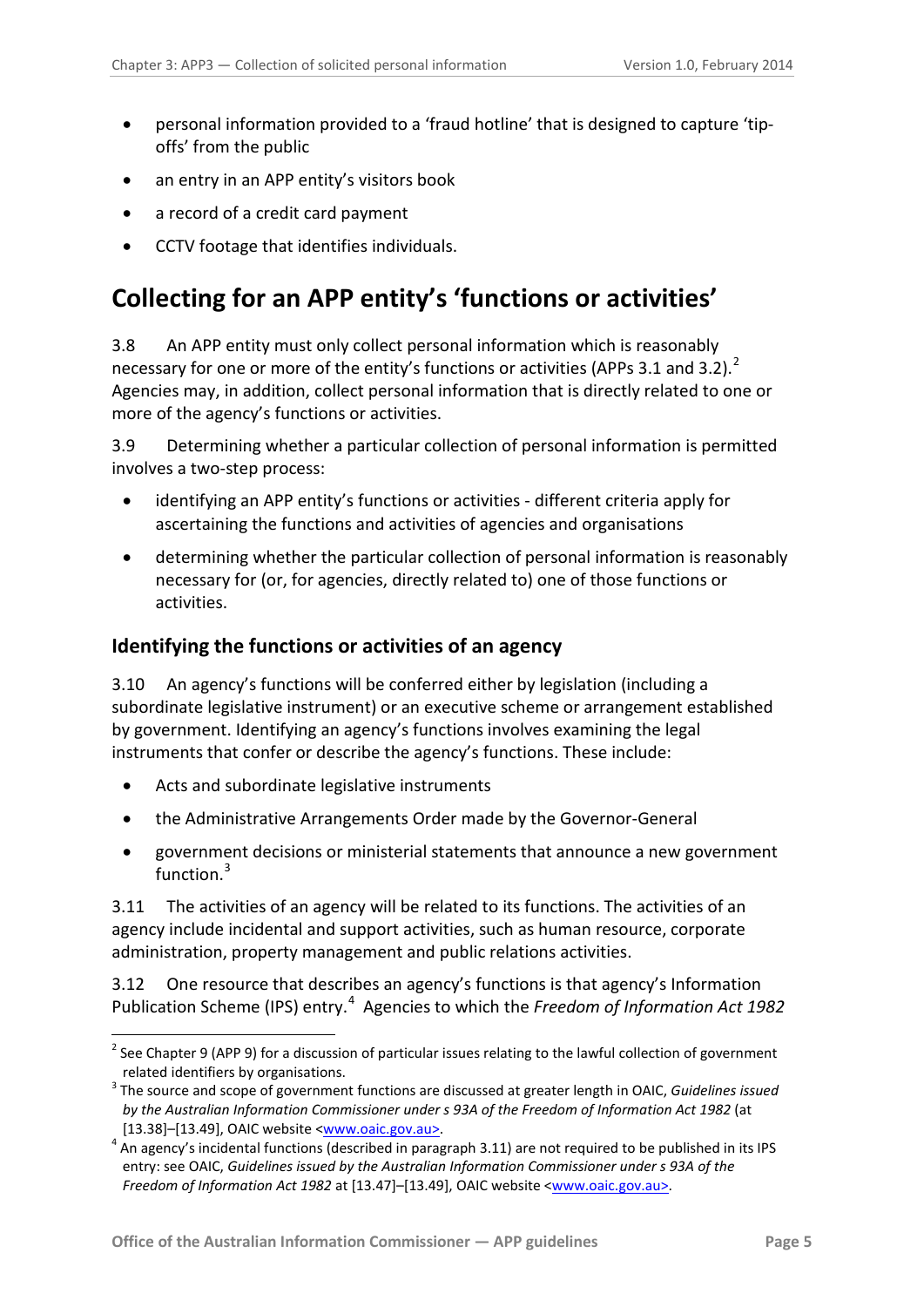- personal information provided to a 'fraud hotline' that is designed to capture 'tip-offs' from the public
- an entry in an APP entity's visitors book
- a record of a credit card payment
- CCTV footage that identifies individuals.

## Collecting for an APP entity's 'functions or activities'

3.8 An APP entity must only collect personal information which is reasonably necessary for one or more of the entity's functions or activities (APPs 3.1 and 3.2).[2] Agencies may, in addition, collect personal information that is directly related to one or more of the agency's functions or activities.

3.9 Determining whether a particular collection of personal information is permitted involves a two-step process:

- identifying an APP entity's functions or activities - different criteria apply for ascertaining the functions and activities of agencies and organisations
- determining whether the particular collection of personal information is reasonably necessary for (or, for agencies, directly related to) one of those functions or activities.

### Identifying the functions or activities of an agency

3.10 An agency's functions will be conferred either by legislation (including a subordinate legislative instrument) or an executive scheme or arrangement established by government. Identifying an agency's functions involves examining the legal instruments that confer or describe the agency's functions. These include:

- Acts and subordinate legislative instruments
- the Administrative Arrangements Order made by the Governor-General
- government decisions or ministerial statements that announce a new government function.[3]

3.11 The activities of an agency will be related to its functions. The activities of an agency include incidental and support activities, such as human resource, corporate administration, property management and public relations activities.

3.12 One resource that describes an agency's functions is that agency's Information Publication Scheme (IPS) entry.[4] Agencies to which the *Freedom of Information Act 1982*

---

[2] See Chapter 9 (APP 9) for a discussion of particular issues relating to the lawful collection of government related identifiers by organisations.

[3] The source and scope of government functions are discussed at greater length in OAIC, *Guidelines issued by the Australian Information Commissioner under s 93A of the Freedom of Information Act 1982* (at [13.38]–[13.49], OAIC website <www.oaic.gov.au>.

[4] An agency's incidental functions (described in paragraph 3.11) are not required to be published in its IPS entry: see OAIC, *Guidelines issued by the Australian Information Commissioner under s 93A of the Freedom of Information Act 1982* at [13.47]–[13.49], OAIC website <www.oaic.gov.au>.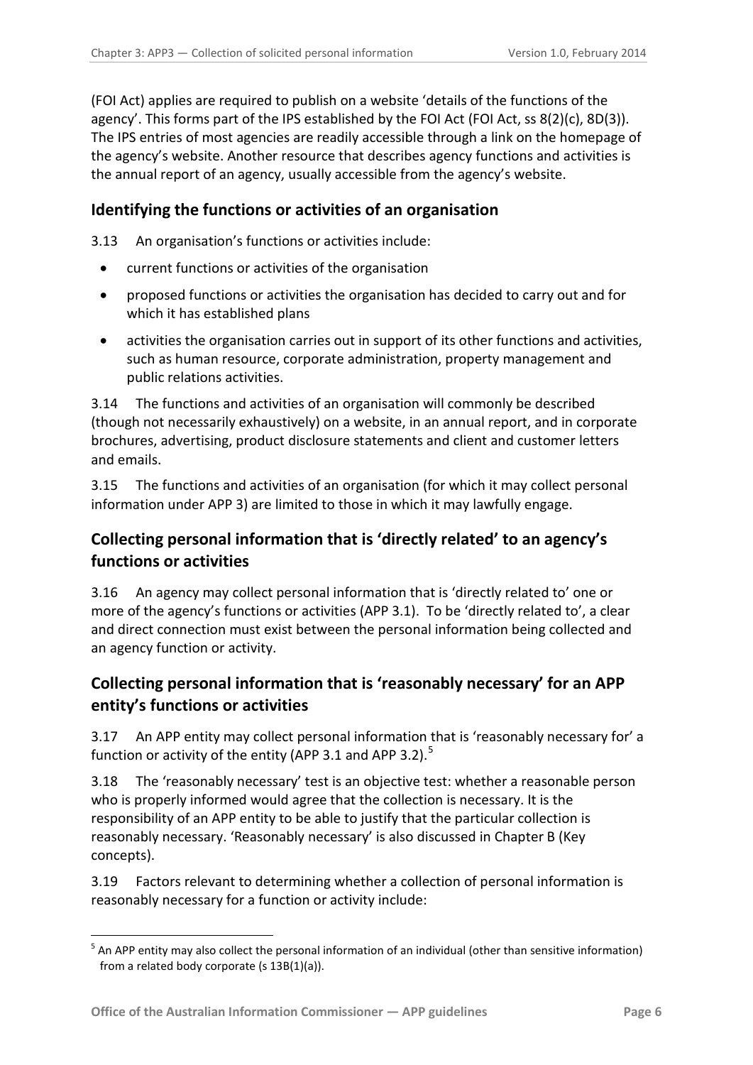(FOI Act) applies are required to publish on a website 'details of the functions of the agency'. This forms part of the IPS established by the FOI Act (FOI Act, ss 8(2)(c), 8D(3)). The IPS entries of most agencies are readily accessible through a link on the homepage of the agency's website. Another resource that describes agency functions and activities is the annual report of an agency, usually accessible from the agency's website.

## Identifying the functions or activities of an organisation

3.13 An organisation's functions or activities include:

- current functions or activities of the organisation
- proposed functions or activities the organisation has decided to carry out and for which it has established plans
- activities the organisation carries out in support of its other functions and activities, such as human resource, corporate administration, property management and public relations activities.

3.14 The functions and activities of an organisation will commonly be described (though not necessarily exhaustively) on a website, in an annual report, and in corporate brochures, advertising, product disclosure statements and client and customer letters and emails.

3.15 The functions and activities of an organisation (for which it may collect personal information under APP 3) are limited to those in which it may lawfully engage.

## Collecting personal information that is 'directly related' to an agency's functions or activities

3.16 An agency may collect personal information that is 'directly related to' one or more of the agency's functions or activities (APP 3.1). To be 'directly related to', a clear and direct connection must exist between the personal information being collected and an agency function or activity.

## Collecting personal information that is 'reasonably necessary' for an APP entity's functions or activities

3.17 An APP entity may collect personal information that is 'reasonably necessary for' a function or activity of the entity (APP 3.1 and APP 3.2).[5]

3.18 The 'reasonably necessary' test is an objective test: whether a reasonable person who is properly informed would agree that the collection is necessary. It is the responsibility of an APP entity to be able to justify that the particular collection is reasonably necessary. 'Reasonably necessary' is also discussed in Chapter B (Key concepts).

3.19 Factors relevant to determining whether a collection of personal information is reasonably necessary for a function or activity include:

[5] An APP entity may also collect the personal information of an individual (other than sensitive information) from a related body corporate (s 13B(1)(a)).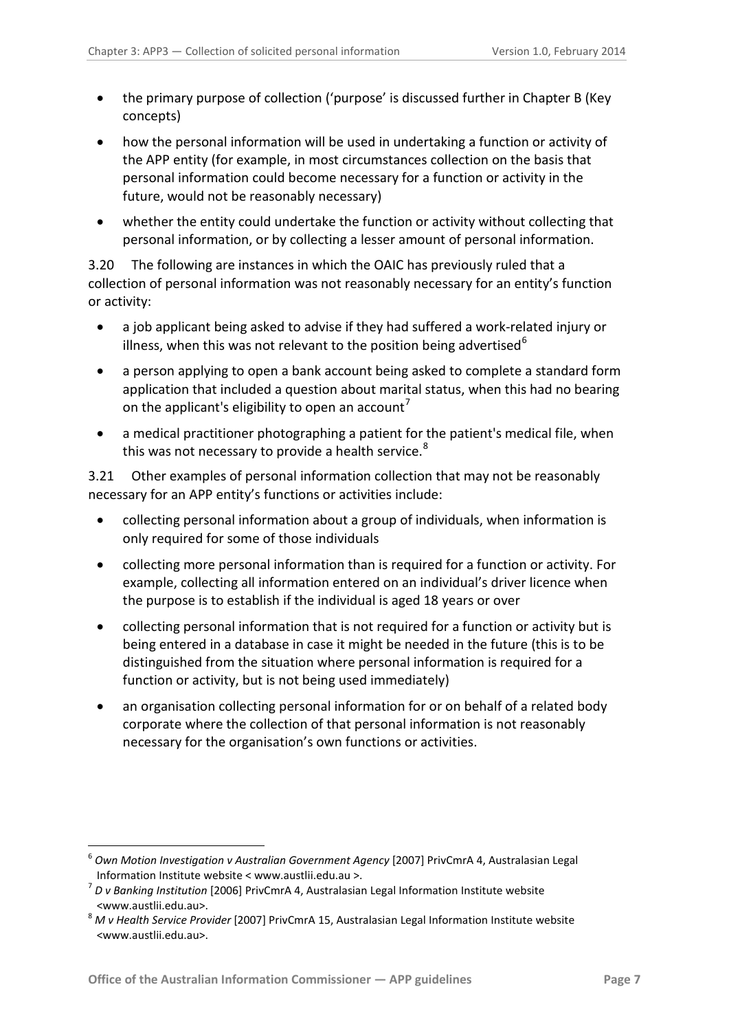- the primary purpose of collection ('purpose' is discussed further in Chapter B (Key concepts)
- how the personal information will be used in undertaking a function or activity of the APP entity (for example, in most circumstances collection on the basis that personal information could become necessary for a function or activity in the future, would not be reasonably necessary)
- whether the entity could undertake the function or activity without collecting that personal information, or by collecting a lesser amount of personal information.

3.20 The following are instances in which the OAIC has previously ruled that a collection of personal information was not reasonably necessary for an entity's function or activity:

- a job applicant being asked to advise if they had suffered a work-related injury or illness, when this was not relevant to the position being advertised[6]
- a person applying to open a bank account being asked to complete a standard form application that included a question about marital status, when this had no bearing on the applicant's eligibility to open an account[7]
- a medical practitioner photographing a patient for the patient's medical file, when this was not necessary to provide a health service.[8]

3.21 Other examples of personal information collection that may not be reasonably necessary for an APP entity's functions or activities include:

- collecting personal information about a group of individuals, when information is only required for some of those individuals
- collecting more personal information than is required for a function or activity. For example, collecting all information entered on an individual's driver licence when the purpose is to establish if the individual is aged 18 years or over
- collecting personal information that is not required for a function or activity but is being entered in a database in case it might be needed in the future (this is to be distinguished from the situation where personal information is required for a function or activity, but is not being used immediately)
- an organisation collecting personal information for or on behalf of a related body corporate where the collection of that personal information is not reasonably necessary for the organisation's own functions or activities.

---

[6] *Own Motion Investigation v Australian Government Agency* [2007] PrivCmrA 4, Australasian Legal Information Institute website < www.austlii.edu.au >.

[7] *D v Banking Institution* [2006] PrivCmrA 4, Australasian Legal Information Institute website <www.austlii.edu.au>.

[8] *M v Health Service Provider* [2007] PrivCmrA 15, Australasian Legal Information Institute website <www.austlii.edu.au>.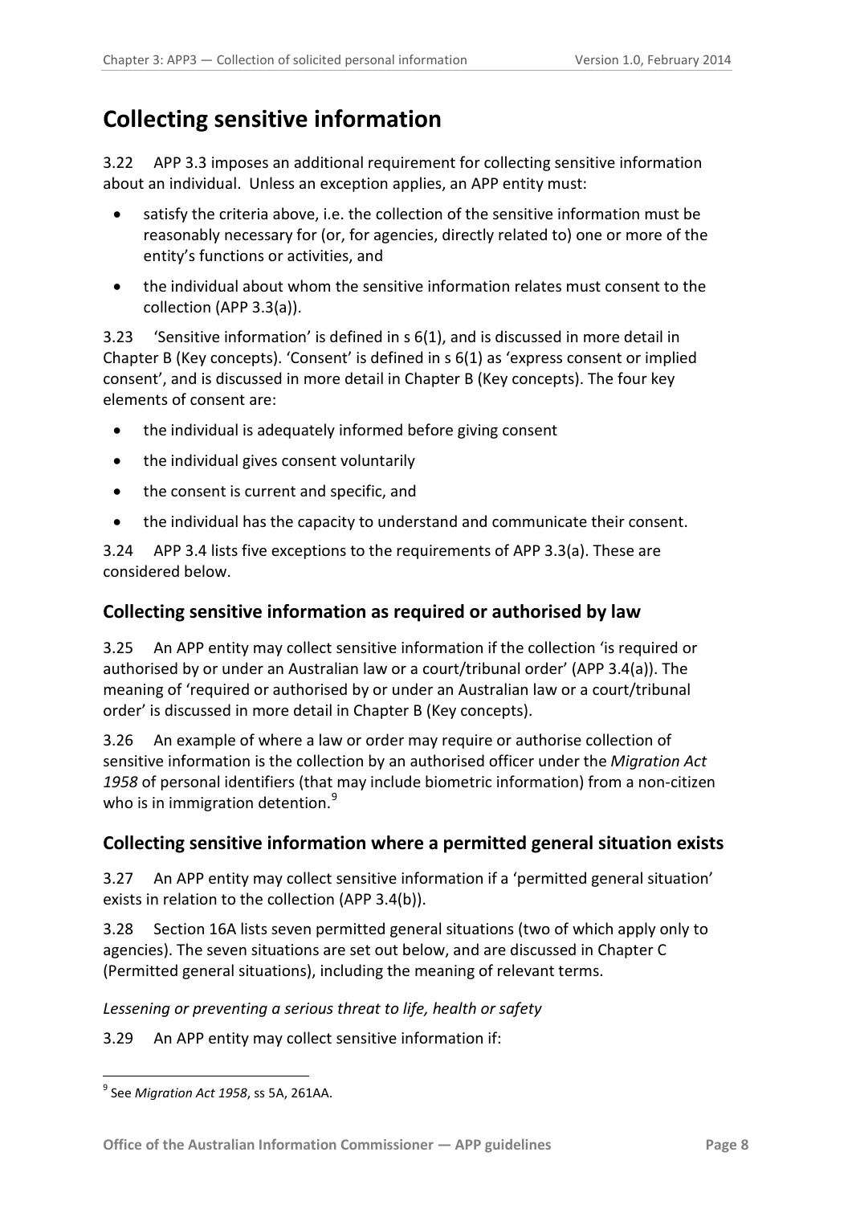# Collecting sensitive information

3.22 APP 3.3 imposes an additional requirement for collecting sensitive information about an individual. Unless an exception applies, an APP entity must:

- satisfy the criteria above, i.e. the collection of the sensitive information must be reasonably necessary for (or, for agencies, directly related to) one or more of the entity's functions or activities, and
- the individual about whom the sensitive information relates must consent to the collection (APP 3.3(a)).

3.23 'Sensitive information' is defined in s 6(1), and is discussed in more detail in Chapter B (Key concepts). 'Consent' is defined in s 6(1) as 'express consent or implied consent', and is discussed in more detail in Chapter B (Key concepts). The four key elements of consent are:

- the individual is adequately informed before giving consent
- the individual gives consent voluntarily
- the consent is current and specific, and
- the individual has the capacity to understand and communicate their consent.

3.24 APP 3.4 lists five exceptions to the requirements of APP 3.3(a). These are considered below.

## Collecting sensitive information as required or authorised by law

3.25 An APP entity may collect sensitive information if the collection 'is required or authorised by or under an Australian law or a court/tribunal order' (APP 3.4(a)). The meaning of 'required or authorised by or under an Australian law or a court/tribunal order' is discussed in more detail in Chapter B (Key concepts).

3.26 An example of where a law or order may require or authorise collection of sensitive information is the collection by an authorised officer under the *Migration Act 1958* of personal identifiers (that may include biometric information) from a non-citizen who is in immigration detention.[9]

## Collecting sensitive information where a permitted general situation exists

3.27 An APP entity may collect sensitive information if a 'permitted general situation' exists in relation to the collection (APP 3.4(b)).

3.28 Section 16A lists seven permitted general situations (two of which apply only to agencies). The seven situations are set out below, and are discussed in Chapter C (Permitted general situations), including the meaning of relevant terms.

*Lessening or preventing a serious threat to life, health or safety*

3.29 An APP entity may collect sensitive information if:

---

[9] See *Migration Act 1958*, ss 5A, 261AA.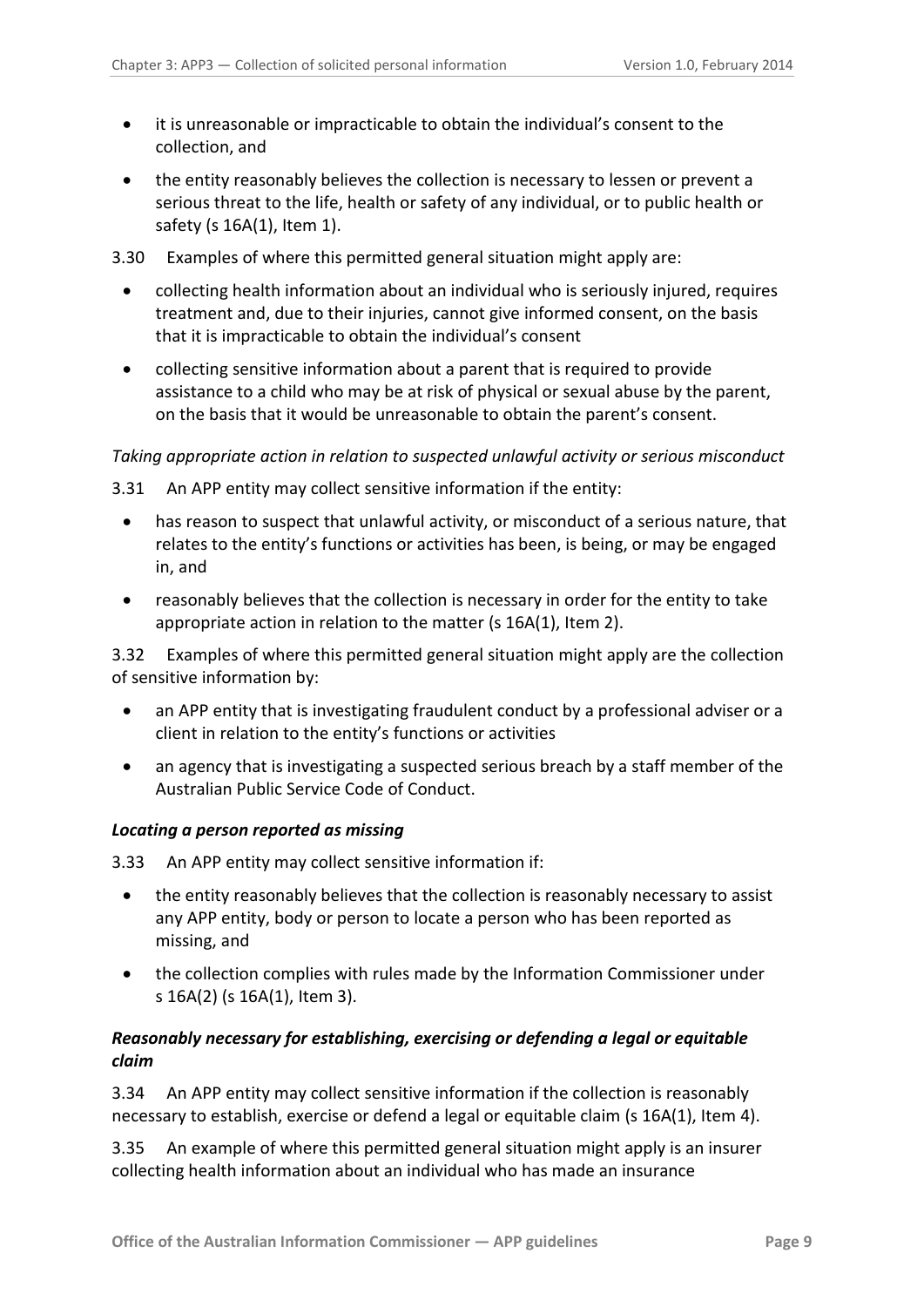- it is unreasonable or impracticable to obtain the individual's consent to the collection, and
- the entity reasonably believes the collection is necessary to lessen or prevent a serious threat to the life, health or safety of any individual, or to public health or safety (s 16A(1), Item 1).

3.30 Examples of where this permitted general situation might apply are:

- collecting health information about an individual who is seriously injured, requires treatment and, due to their injuries, cannot give informed consent, on the basis that it is impracticable to obtain the individual's consent
- collecting sensitive information about a parent that is required to provide assistance to a child who may be at risk of physical or sexual abuse by the parent, on the basis that it would be unreasonable to obtain the parent's consent.

*Taking appropriate action in relation to suspected unlawful activity or serious misconduct*

3.31 An APP entity may collect sensitive information if the entity:

- has reason to suspect that unlawful activity, or misconduct of a serious nature, that relates to the entity's functions or activities has been, is being, or may be engaged in, and
- reasonably believes that the collection is necessary in order for the entity to take appropriate action in relation to the matter (s 16A(1), Item 2).

3.32 Examples of where this permitted general situation might apply are the collection of sensitive information by:

- an APP entity that is investigating fraudulent conduct by a professional adviser or a client in relation to the entity's functions or activities
- an agency that is investigating a suspected serious breach by a staff member of the Australian Public Service Code of Conduct.

### *Locating a person reported as missing*

3.33 An APP entity may collect sensitive information if:

- the entity reasonably believes that the collection is reasonably necessary to assist any APP entity, body or person to locate a person who has been reported as missing, and
- the collection complies with rules made by the Information Commissioner under s 16A(2) (s 16A(1), Item 3).

### *Reasonably necessary for establishing, exercising or defending a legal or equitable claim*

3.34 An APP entity may collect sensitive information if the collection is reasonably necessary to establish, exercise or defend a legal or equitable claim (s 16A(1), Item 4).

3.35 An example of where this permitted general situation might apply is an insurer collecting health information about an individual who has made an insurance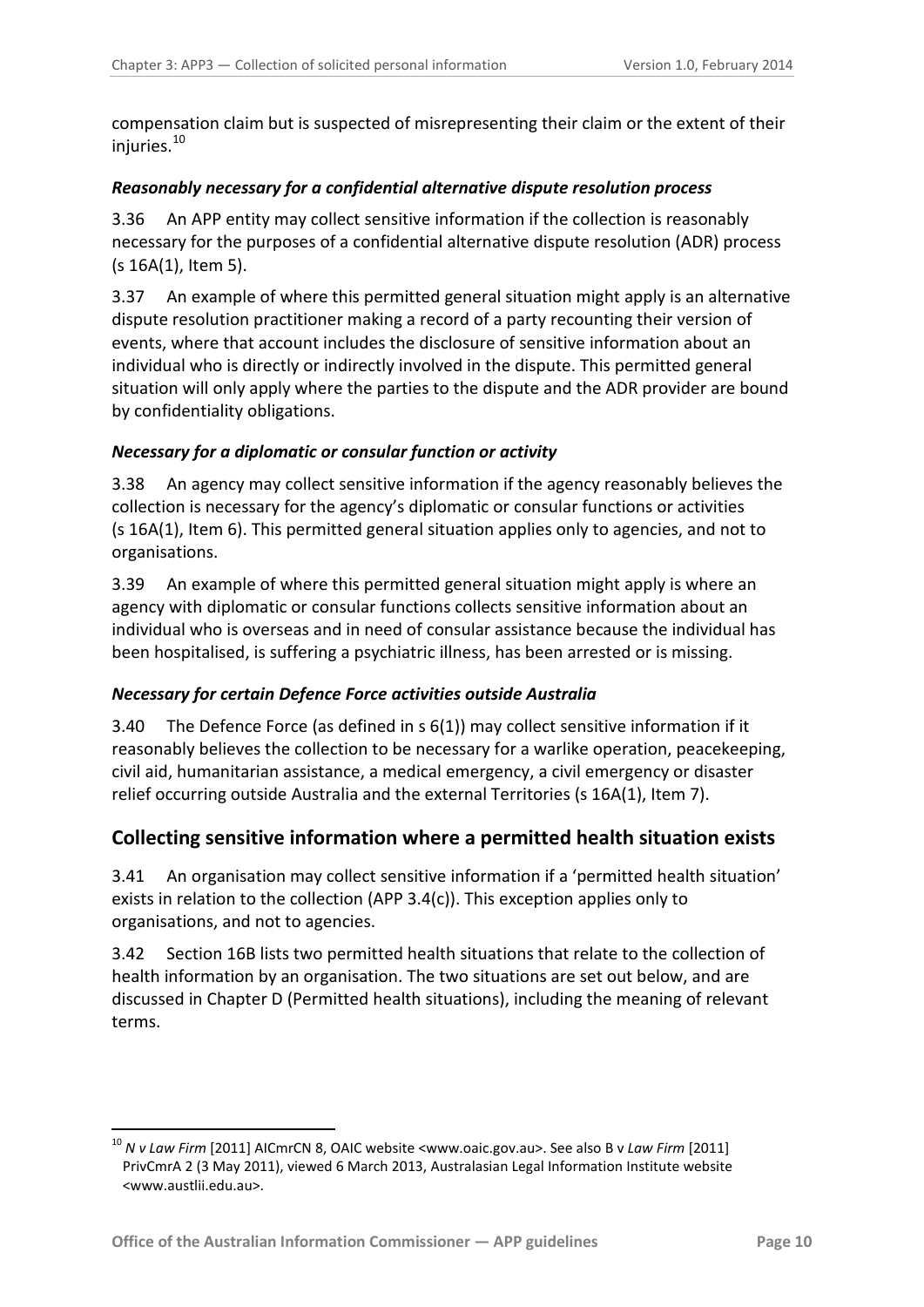compensation claim but is suspected of misrepresenting their claim or the extent of their injuries.[10]

### *Reasonably necessary for a confidential alternative dispute resolution process*

3.36 An APP entity may collect sensitive information if the collection is reasonably necessary for the purposes of a confidential alternative dispute resolution (ADR) process (s 16A(1), Item 5).

3.37 An example of where this permitted general situation might apply is an alternative dispute resolution practitioner making a record of a party recounting their version of events, where that account includes the disclosure of sensitive information about an individual who is directly or indirectly involved in the dispute. This permitted general situation will only apply where the parties to the dispute and the ADR provider are bound by confidentiality obligations.

### *Necessary for a diplomatic or consular function or activity*

3.38 An agency may collect sensitive information if the agency reasonably believes the collection is necessary for the agency's diplomatic or consular functions or activities (s 16A(1), Item 6). This permitted general situation applies only to agencies, and not to organisations.

3.39 An example of where this permitted general situation might apply is where an agency with diplomatic or consular functions collects sensitive information about an individual who is overseas and in need of consular assistance because the individual has been hospitalised, is suffering a psychiatric illness, has been arrested or is missing.

### *Necessary for certain Defence Force activities outside Australia*

3.40 The Defence Force (as defined in s 6(1)) may collect sensitive information if it reasonably believes the collection to be necessary for a warlike operation, peacekeeping, civil aid, humanitarian assistance, a medical emergency, a civil emergency or disaster relief occurring outside Australia and the external Territories (s 16A(1), Item 7).

## Collecting sensitive information where a permitted health situation exists

3.41 An organisation may collect sensitive information if a 'permitted health situation' exists in relation to the collection (APP 3.4(c)). This exception applies only to organisations, and not to agencies.

3.42 Section 16B lists two permitted health situations that relate to the collection of health information by an organisation. The two situations are set out below, and are discussed in Chapter D (Permitted health situations), including the meaning of relevant terms.

---

[10] *N v Law Firm* [2011] AICmrCN 8, OAIC website <www.oaic.gov.au>. See also B v *Law Firm* [2011] PrivCmrA 2 (3 May 2011), viewed 6 March 2013, Australasian Legal Information Institute website <www.austlii.edu.au>.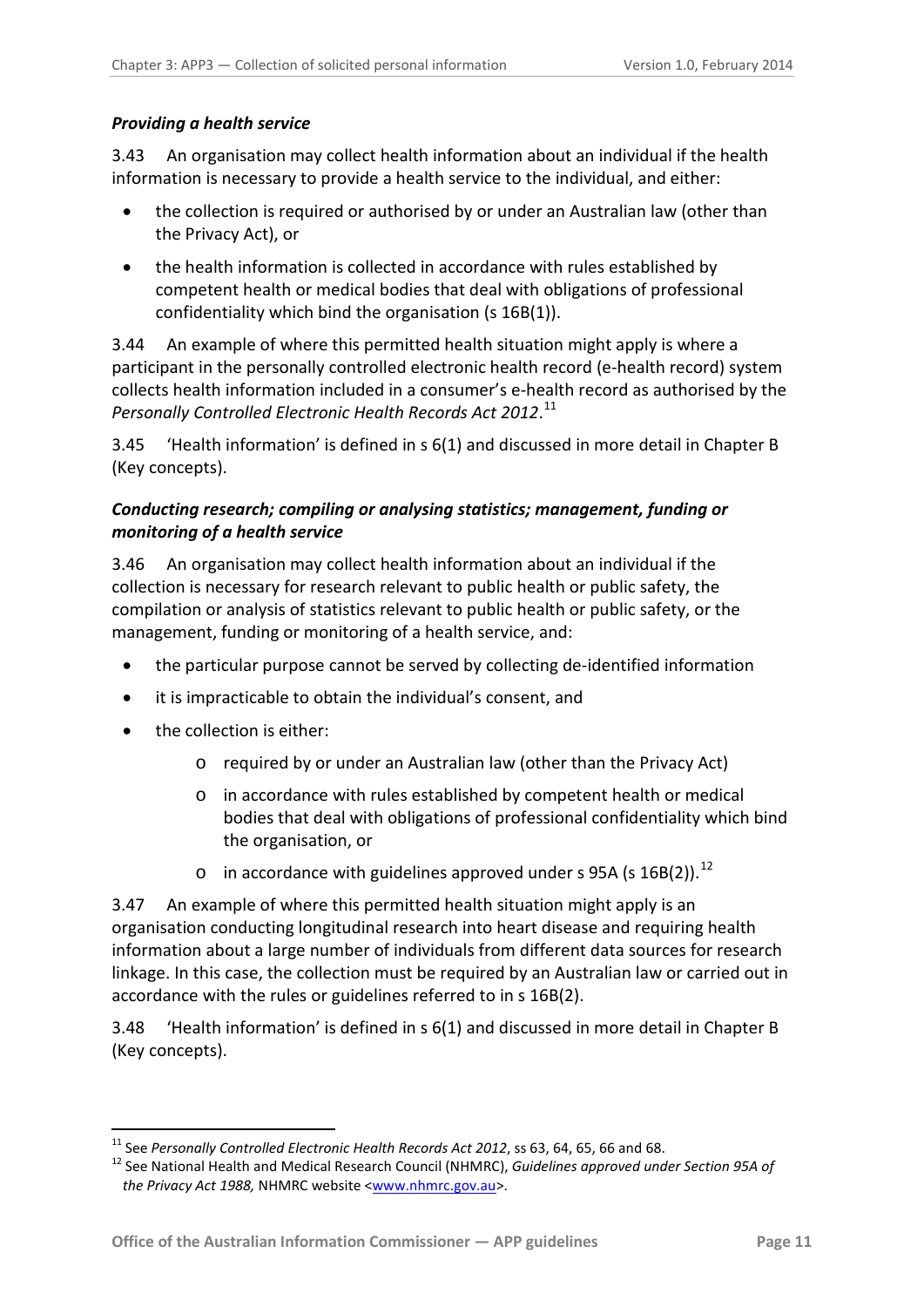### *Providing a health service*

3.43 An organisation may collect health information about an individual if the health information is necessary to provide a health service to the individual, and either:

- the collection is required or authorised by or under an Australian law (other than the Privacy Act), or
- the health information is collected in accordance with rules established by competent health or medical bodies that deal with obligations of professional confidentiality which bind the organisation (s 16B(1)).

3.44 An example of where this permitted health situation might apply is where a participant in the personally controlled electronic health record (e-health record) system collects health information included in a consumer's e-health record as authorised by the *Personally Controlled Electronic Health Records Act 2012*.[11]

3.45 'Health information' is defined in s 6(1) and discussed in more detail in Chapter B (Key concepts).

### *Conducting research; compiling or analysing statistics; management, funding or monitoring of a health service*

3.46 An organisation may collect health information about an individual if the collection is necessary for research relevant to public health or public safety, the compilation or analysis of statistics relevant to public health or public safety, or the management, funding or monitoring of a health service, and:

- the particular purpose cannot be served by collecting de-identified information
- it is impracticable to obtain the individual's consent, and
- the collection is either:
  - required by or under an Australian law (other than the Privacy Act)
  - in accordance with rules established by competent health or medical bodies that deal with obligations of professional confidentiality which bind the organisation, or
  - in accordance with guidelines approved under s 95A (s 16B(2)).[12]

3.47 An example of where this permitted health situation might apply is an organisation conducting longitudinal research into heart disease and requiring health information about a large number of individuals from different data sources for research linkage. In this case, the collection must be required by an Australian law or carried out in accordance with the rules or guidelines referred to in s 16B(2).

3.48 'Health information' is defined in s 6(1) and discussed in more detail in Chapter B (Key concepts).

---

[11] See *Personally Controlled Electronic Health Records Act 2012*, ss 63, 64, 65, 66 and 68.

[12] See National Health and Medical Research Council (NHMRC), *Guidelines approved under Section 95A of the Privacy Act 1988,* NHMRC website <www.nhmrc.gov.au>.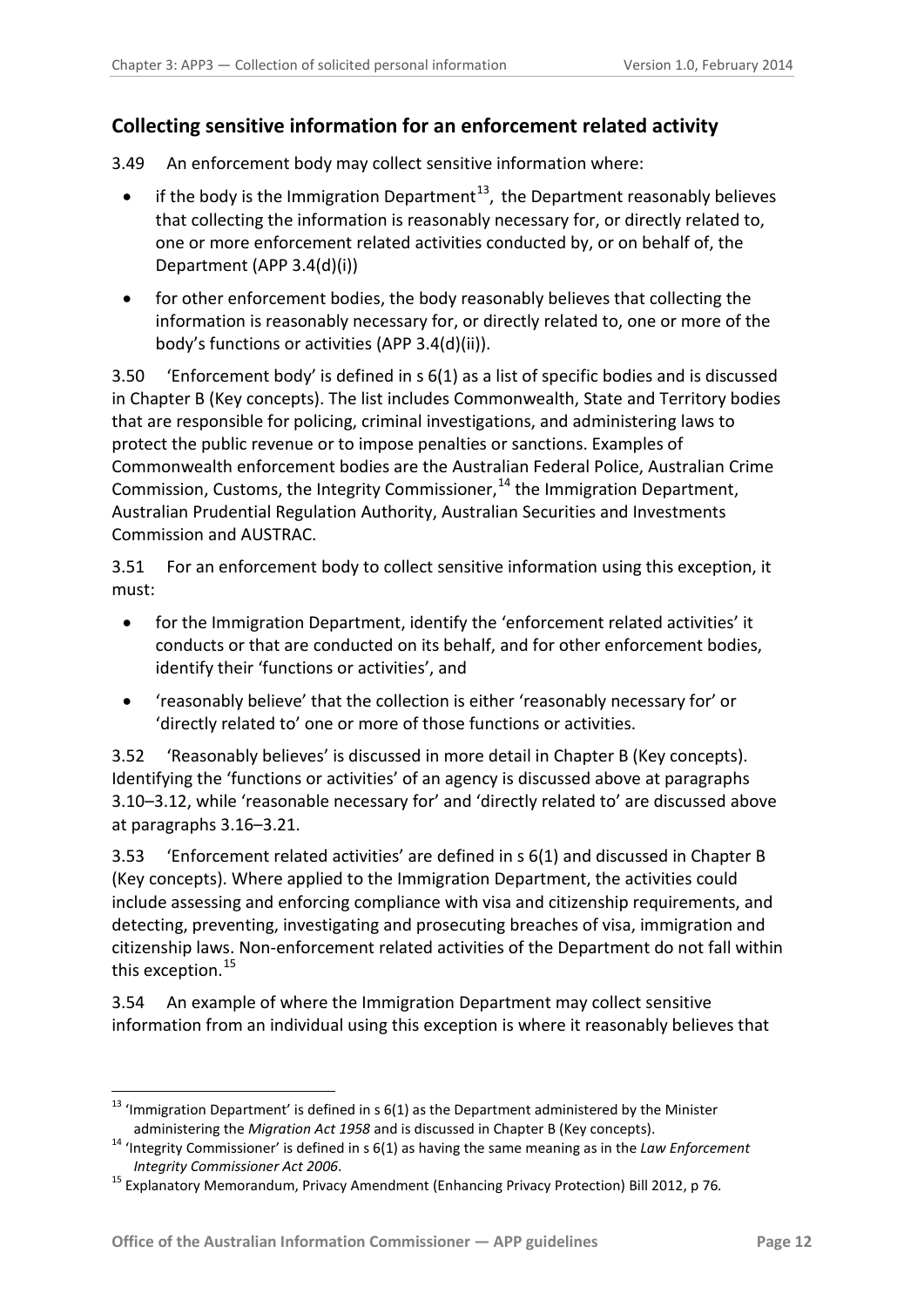## Collecting sensitive information for an enforcement related activity

3.49 An enforcement body may collect sensitive information where:

- if the body is the Immigration Department[13], the Department reasonably believes that collecting the information is reasonably necessary for, or directly related to, one or more enforcement related activities conducted by, or on behalf of, the Department (APP 3.4(d)(i))
- for other enforcement bodies, the body reasonably believes that collecting the information is reasonably necessary for, or directly related to, one or more of the body's functions or activities (APP 3.4(d)(ii)).

3.50 'Enforcement body' is defined in s 6(1) as a list of specific bodies and is discussed in Chapter B (Key concepts). The list includes Commonwealth, State and Territory bodies that are responsible for policing, criminal investigations, and administering laws to protect the public revenue or to impose penalties or sanctions. Examples of Commonwealth enforcement bodies are the Australian Federal Police, Australian Crime Commission, Customs, the Integrity Commissioner,[14] the Immigration Department, Australian Prudential Regulation Authority, Australian Securities and Investments Commission and AUSTRAC.

3.51 For an enforcement body to collect sensitive information using this exception, it must:

- for the Immigration Department, identify the 'enforcement related activities' it conducts or that are conducted on its behalf, and for other enforcement bodies, identify their 'functions or activities', and
- 'reasonably believe' that the collection is either 'reasonably necessary for' or 'directly related to' one or more of those functions or activities.

3.52 'Reasonably believes' is discussed in more detail in Chapter B (Key concepts). Identifying the 'functions or activities' of an agency is discussed above at paragraphs 3.10–3.12, while 'reasonable necessary for' and 'directly related to' are discussed above at paragraphs 3.16–3.21.

3.53 'Enforcement related activities' are defined in s 6(1) and discussed in Chapter B (Key concepts). Where applied to the Immigration Department, the activities could include assessing and enforcing compliance with visa and citizenship requirements, and detecting, preventing, investigating and prosecuting breaches of visa, immigration and citizenship laws. Non-enforcement related activities of the Department do not fall within this exception.[15]

3.54 An example of where the Immigration Department may collect sensitive information from an individual using this exception is where it reasonably believes that

---

[13] 'Immigration Department' is defined in s 6(1) as the Department administered by the Minister administering the *Migration Act 1958* and is discussed in Chapter B (Key concepts).

[14] 'Integrity Commissioner' is defined in s 6(1) as having the same meaning as in the *Law Enforcement Integrity Commissioner Act 2006*.

[15] Explanatory Memorandum, Privacy Amendment (Enhancing Privacy Protection) Bill 2012, p 76.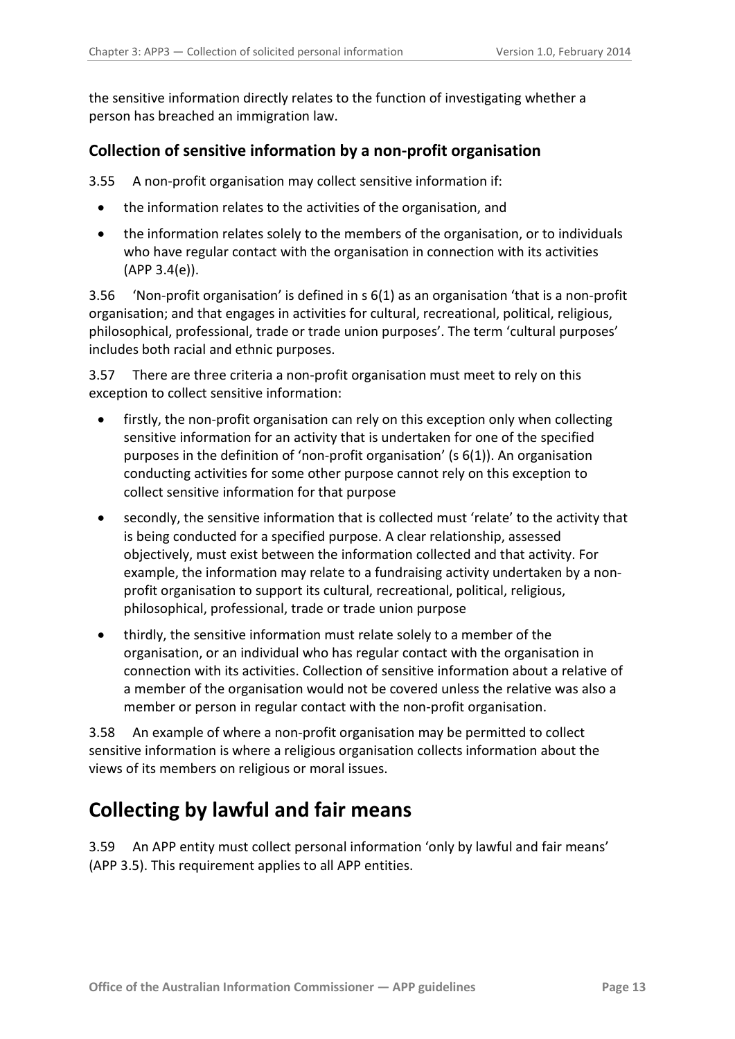the sensitive information directly relates to the function of investigating whether a person has breached an immigration law.

### Collection of sensitive information by a non-profit organisation

3.55 A non-profit organisation may collect sensitive information if:

- the information relates to the activities of the organisation, and
- the information relates solely to the members of the organisation, or to individuals who have regular contact with the organisation in connection with its activities (APP 3.4(e)).

3.56 'Non-profit organisation' is defined in s 6(1) as an organisation 'that is a non-profit organisation; and that engages in activities for cultural, recreational, political, religious, philosophical, professional, trade or trade union purposes'. The term 'cultural purposes' includes both racial and ethnic purposes.

3.57 There are three criteria a non-profit organisation must meet to rely on this exception to collect sensitive information:

- firstly, the non-profit organisation can rely on this exception only when collecting sensitive information for an activity that is undertaken for one of the specified purposes in the definition of 'non-profit organisation' (s 6(1)). An organisation conducting activities for some other purpose cannot rely on this exception to collect sensitive information for that purpose
- secondly, the sensitive information that is collected must 'relate' to the activity that is being conducted for a specified purpose. A clear relationship, assessed objectively, must exist between the information collected and that activity. For example, the information may relate to a fundraising activity undertaken by a non-profit organisation to support its cultural, recreational, political, religious, philosophical, professional, trade or trade union purpose
- thirdly, the sensitive information must relate solely to a member of the organisation, or an individual who has regular contact with the organisation in connection with its activities. Collection of sensitive information about a relative of a member of the organisation would not be covered unless the relative was also a member or person in regular contact with the non-profit organisation.

3.58 An example of where a non-profit organisation may be permitted to collect sensitive information is where a religious organisation collects information about the views of its members on religious or moral issues.

## Collecting by lawful and fair means

3.59 An APP entity must collect personal information 'only by lawful and fair means' (APP 3.5). This requirement applies to all APP entities.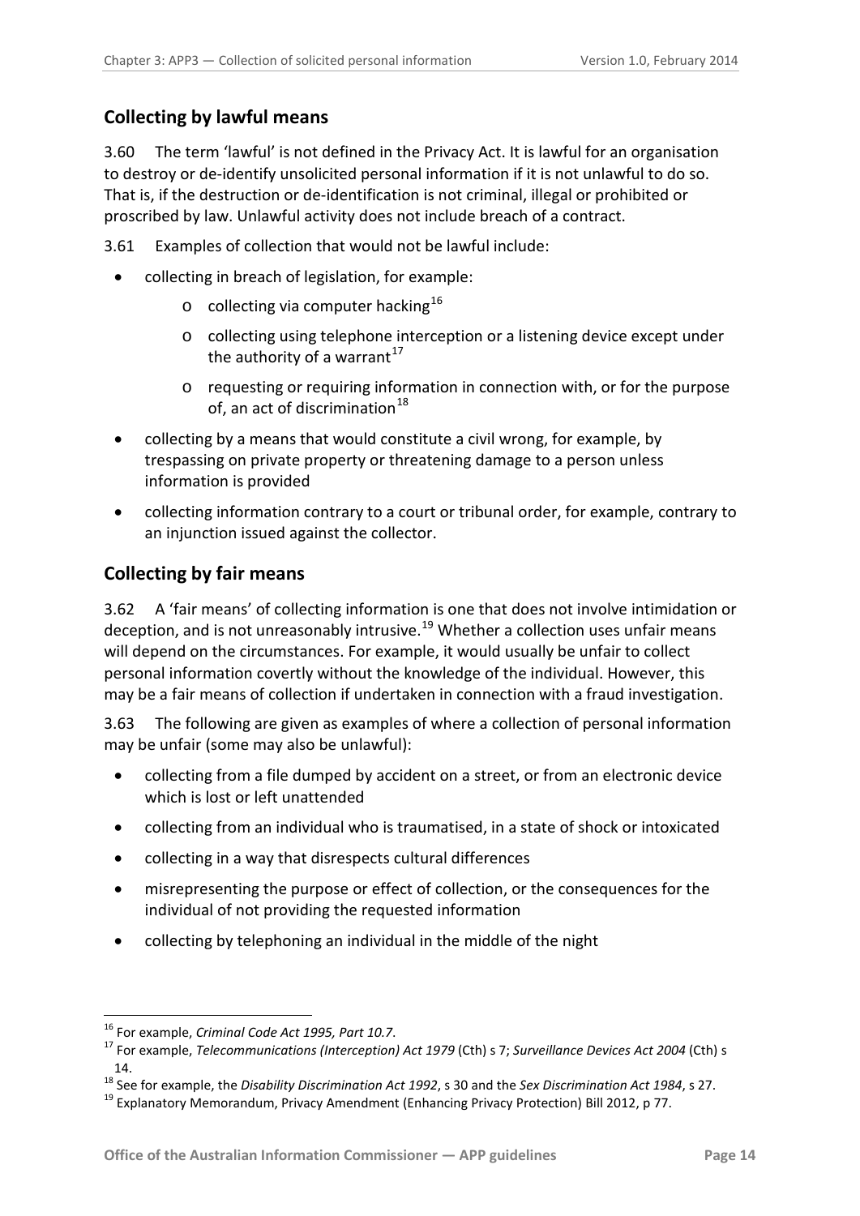## Collecting by lawful means

3.60 The term 'lawful' is not defined in the Privacy Act. It is lawful for an organisation to destroy or de-identify unsolicited personal information if it is not unlawful to do so. That is, if the destruction or de-identification is not criminal, illegal or prohibited or proscribed by law. Unlawful activity does not include breach of a contract.

3.61 Examples of collection that would not be lawful include:

- collecting in breach of legislation, for example:
  - collecting via computer hacking[16]
  - collecting using telephone interception or a listening device except under the authority of a warrant[17]
  - requesting or requiring information in connection with, or for the purpose of, an act of discrimination[18]
- collecting by a means that would constitute a civil wrong, for example, by trespassing on private property or threatening damage to a person unless information is provided
- collecting information contrary to a court or tribunal order, for example, contrary to an injunction issued against the collector.

## Collecting by fair means

3.62 A 'fair means' of collecting information is one that does not involve intimidation or deception, and is not unreasonably intrusive.[19] Whether a collection uses unfair means will depend on the circumstances. For example, it would usually be unfair to collect personal information covertly without the knowledge of the individual. However, this may be a fair means of collection if undertaken in connection with a fraud investigation.

3.63 The following are given as examples of where a collection of personal information may be unfair (some may also be unlawful):

- collecting from a file dumped by accident on a street, or from an electronic device which is lost or left unattended
- collecting from an individual who is traumatised, in a state of shock or intoxicated
- collecting in a way that disrespects cultural differences
- misrepresenting the purpose or effect of collection, or the consequences for the individual of not providing the requested information
- collecting by telephoning an individual in the middle of the night

---

[16] For example, *Criminal Code Act 1995, Part 10.7*.

[17] For example, *Telecommunications (Interception) Act 1979* (Cth) s 7; *Surveillance Devices Act 2004* (Cth) s 14.

[18] See for example, the *Disability Discrimination Act 1992*, s 30 and the *Sex Discrimination Act 1984*, s 27.

[19] Explanatory Memorandum, Privacy Amendment (Enhancing Privacy Protection) Bill 2012, p 77.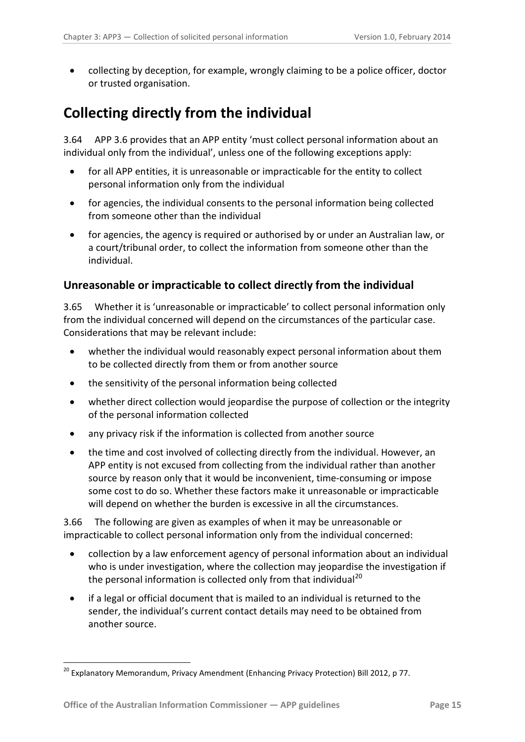- collecting by deception, for example, wrongly claiming to be a police officer, doctor or trusted organisation.

## Collecting directly from the individual

3.64 APP 3.6 provides that an APP entity 'must collect personal information about an individual only from the individual', unless one of the following exceptions apply:

- for all APP entities, it is unreasonable or impracticable for the entity to collect personal information only from the individual
- for agencies, the individual consents to the personal information being collected from someone other than the individual
- for agencies, the agency is required or authorised by or under an Australian law, or a court/tribunal order, to collect the information from someone other than the individual.

### Unreasonable or impracticable to collect directly from the individual

3.65 Whether it is 'unreasonable or impracticable' to collect personal information only from the individual concerned will depend on the circumstances of the particular case. Considerations that may be relevant include:

- whether the individual would reasonably expect personal information about them to be collected directly from them or from another source
- the sensitivity of the personal information being collected
- whether direct collection would jeopardise the purpose of collection or the integrity of the personal information collected
- any privacy risk if the information is collected from another source
- the time and cost involved of collecting directly from the individual. However, an APP entity is not excused from collecting from the individual rather than another source by reason only that it would be inconvenient, time-consuming or impose some cost to do so. Whether these factors make it unreasonable or impracticable will depend on whether the burden is excessive in all the circumstances.

3.66 The following are given as examples of when it may be unreasonable or impracticable to collect personal information only from the individual concerned:

- collection by a law enforcement agency of personal information about an individual who is under investigation, where the collection may jeopardise the investigation if the personal information is collected only from that individual[20]
- if a legal or official document that is mailed to an individual is returned to the sender, the individual's current contact details may need to be obtained from another source.

[20] Explanatory Memorandum, Privacy Amendment (Enhancing Privacy Protection) Bill 2012, p 77.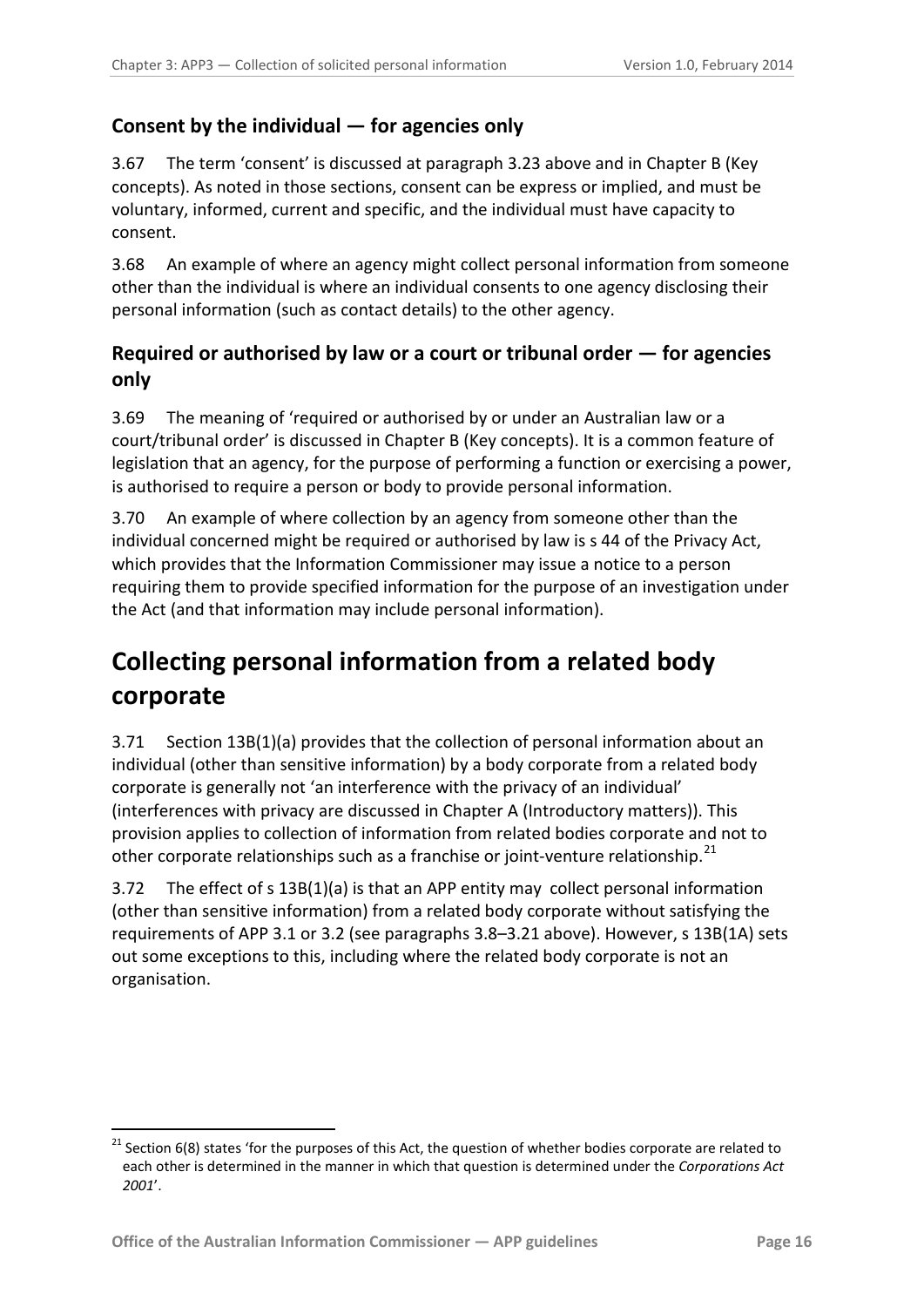### Consent by the individual — for agencies only

3.67 The term 'consent' is discussed at paragraph 3.23 above and in Chapter B (Key concepts). As noted in those sections, consent can be express or implied, and must be voluntary, informed, current and specific, and the individual must have capacity to consent.

3.68 An example of where an agency might collect personal information from someone other than the individual is where an individual consents to one agency disclosing their personal information (such as contact details) to the other agency.

### Required or authorised by law or a court or tribunal order — for agencies only

3.69 The meaning of 'required or authorised by or under an Australian law or a court/tribunal order' is discussed in Chapter B (Key concepts). It is a common feature of legislation that an agency, for the purpose of performing a function or exercising a power, is authorised to require a person or body to provide personal information.

3.70 An example of where collection by an agency from someone other than the individual concerned might be required or authorised by law is s 44 of the Privacy Act, which provides that the Information Commissioner may issue a notice to a person requiring them to provide specified information for the purpose of an investigation under the Act (and that information may include personal information).

## Collecting personal information from a related body corporate

3.71 Section 13B(1)(a) provides that the collection of personal information about an individual (other than sensitive information) by a body corporate from a related body corporate is generally not 'an interference with the privacy of an individual' (interferences with privacy are discussed in Chapter A (Introductory matters)). This provision applies to collection of information from related bodies corporate and not to other corporate relationships such as a franchise or joint-venture relationship.[21]

3.72 The effect of s 13B(1)(a) is that an APP entity may collect personal information (other than sensitive information) from a related body corporate without satisfying the requirements of APP 3.1 or 3.2 (see paragraphs 3.8–3.21 above). However, s 13B(1A) sets out some exceptions to this, including where the related body corporate is not an organisation.

[21] Section 6(8) states 'for the purposes of this Act, the question of whether bodies corporate are related to each other is determined in the manner in which that question is determined under the *Corporations Act 2001*'.